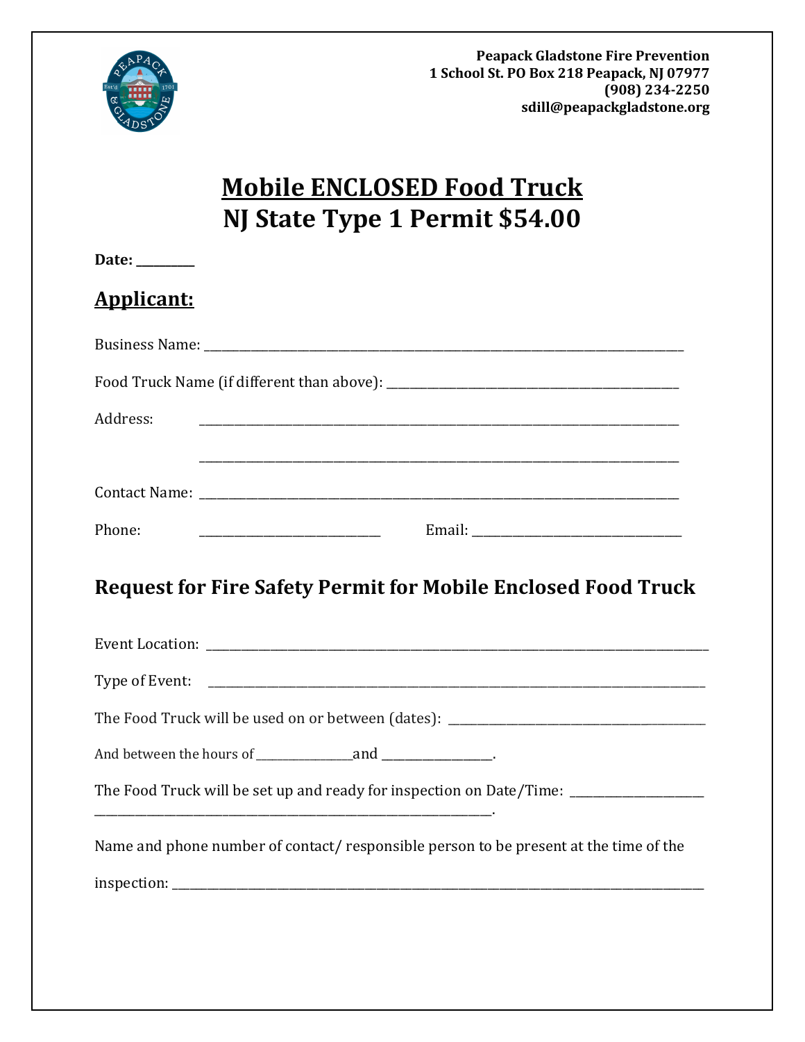**Peapack Gladstone Fire Prevention**
**1 School St. PO Box 218 Peapack, NJ 07977**
**(908) 234-2250**
**sdill@peapackgladstone.org**

# Mobile ENCLOSED Food Truck
# NJ State Type 1 Permit $54.00

**Date:** __________

## Applicant:

Business Name: ______________________________________________________________________________

Food Truck Name (if different than above): _______________________________________________

Address: _____________________________________________________________________________

_____________________________________________________________________________

Contact Name: _________________________________________________________________________

Phone: ______________________________ Email: ___________________________________

## Request for Fire Safety Permit for Mobile Enclosed Food Truck

Event Location: _______________________________________________________________________________

Type of Event: _______________________________________________________________________________

The Food Truck will be used on or between (dates): __________________________________________

And between the hours of _________________ and __________________.

The Food Truck will be set up and ready for inspection on Date/Time: ______________________
_____________________________________________________________________.

Name and phone number of contact/ responsible person to be present at the time of the

inspection: ____________________________________________________________________________________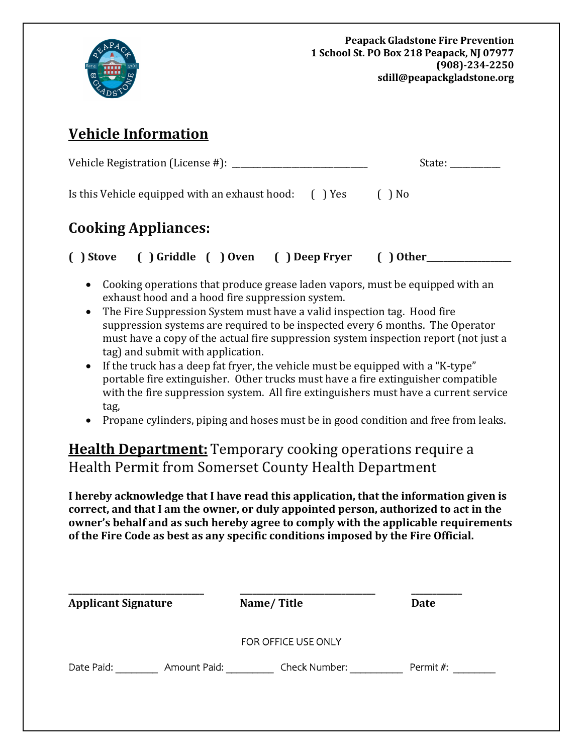Peapack Gladstone Fire Prevention
1 School St. PO Box 218 Peapack, NJ 07977
(908)-234-2250
sdill@peapackgladstone.org

## Vehicle Information

Vehicle Registration (License #): ______________________________ State: __________

Is this Vehicle equipped with an exhaust hood: ( ) Yes ( ) No

## Cooking Appliances:

**( ) Stove ( ) Griddle ( ) Oven ( ) Deep Fryer ( ) Other__________________**

- Cooking operations that produce grease laden vapors, must be equipped with an exhaust hood and a hood fire suppression system.
- The Fire Suppression System must have a valid inspection tag. Hood fire suppression systems are required to be inspected every 6 months. The Operator must have a copy of the actual fire suppression system inspection report (not just a tag) and submit with application.
- If the truck has a deep fat fryer, the vehicle must be equipped with a "K-type" portable fire extinguisher. Other trucks must have a fire extinguisher compatible with the fire suppression system. All fire extinguishers must have a current service tag,
- Propane cylinders, piping and hoses must be in good condition and free from leaks.

## Health Department: Temporary cooking operations require a Health Permit from Somerset County Health Department

**I hereby acknowledge that I have read this application, that the information given is correct, and that I am the owner, or duly appointed person, authorized to act in the owner's behalf and as such hereby agree to comply with the applicable requirements of the Fire Code as best as any specific conditions imposed by the Fire Official.**

______________________________ ______________________________ __________

**Applicant Signature** **Name/ Title** **Date**

FOR OFFICE USE ONLY

Date Paid: ________ Amount Paid: _________ Check Number: __________ Permit #: ________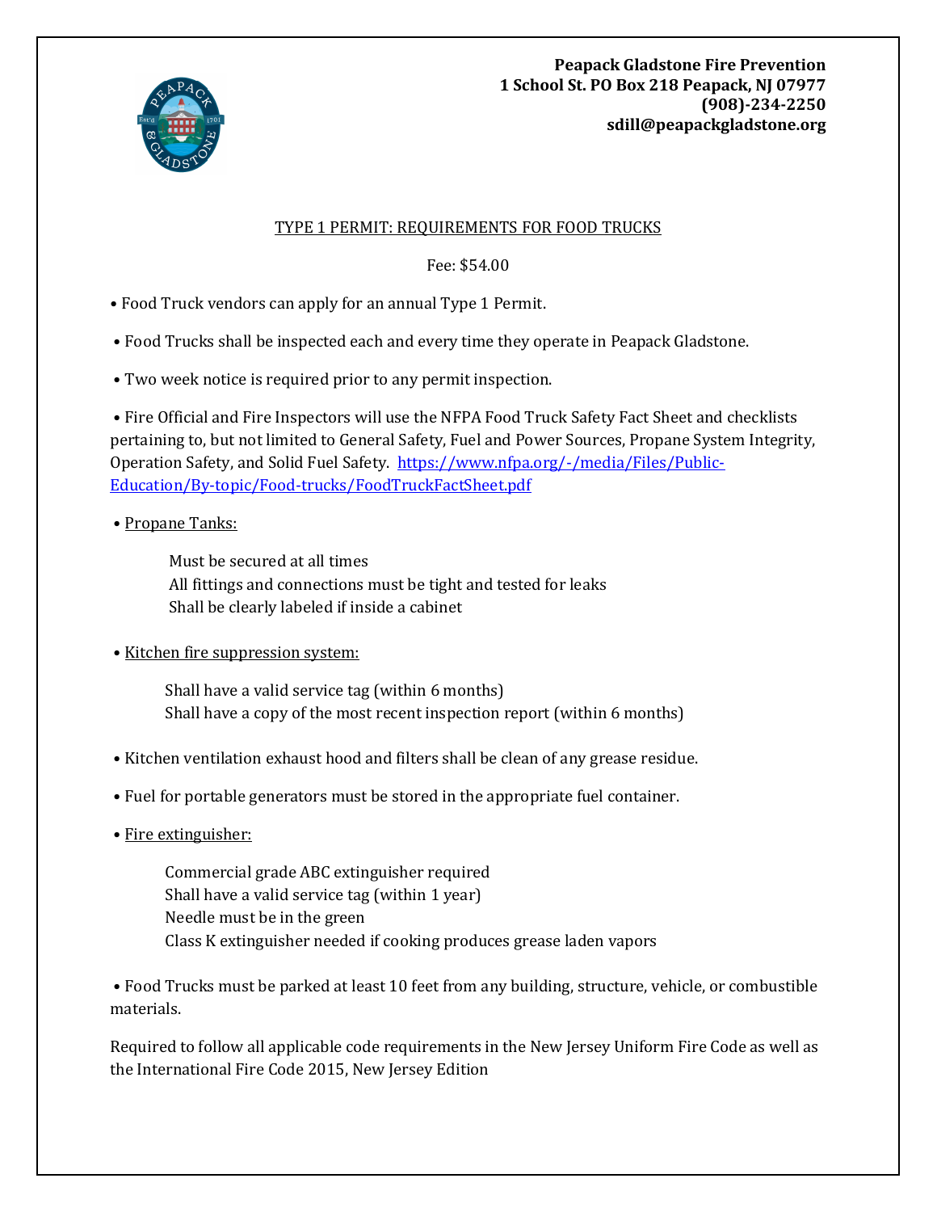**Peapack Gladstone Fire Prevention**
**1 School St. PO Box 218 Peapack, NJ 07977**
**(908)-234-2250**
**sdill@peapackgladstone.org**

## TYPE 1 PERMIT: REQUIREMENTS FOR FOOD TRUCKS

Fee: $54.00

- Food Truck vendors can apply for an annual Type 1 Permit.
- Food Trucks shall be inspected each and every time they operate in Peapack Gladstone.
- Two week notice is required prior to any permit inspection.
- Fire Official and Fire Inspectors will use the NFPA Food Truck Safety Fact Sheet and checklists pertaining to, but not limited to General Safety, Fuel and Power Sources, Propane System Integrity, Operation Safety, and Solid Fuel Safety. [https://www.nfpa.org/-/media/Files/Public-Education/By-topic/Food-trucks/FoodTruckFactSheet.pdf](https://www.nfpa.org/-/media/Files/Public-Education/By-topic/Food-trucks/FoodTruckFactSheet.pdf)
- Propane Tanks:

  Must be secured at all times
  All fittings and connections must be tight and tested for leaks
  Shall be clearly labeled if inside a cabinet

- Kitchen fire suppression system:

  Shall have a valid service tag (within 6 months)
  Shall have a copy of the most recent inspection report (within 6 months)

- Kitchen ventilation exhaust hood and filters shall be clean of any grease residue.
- Fuel for portable generators must be stored in the appropriate fuel container.
- Fire extinguisher:

  Commercial grade ABC extinguisher required
  Shall have a valid service tag (within 1 year)
  Needle must be in the green
  Class K extinguisher needed if cooking produces grease laden vapors

- Food Trucks must be parked at least 10 feet from any building, structure, vehicle, or combustible materials.

Required to follow all applicable code requirements in the New Jersey Uniform Fire Code as well as the International Fire Code 2015, New Jersey Edition